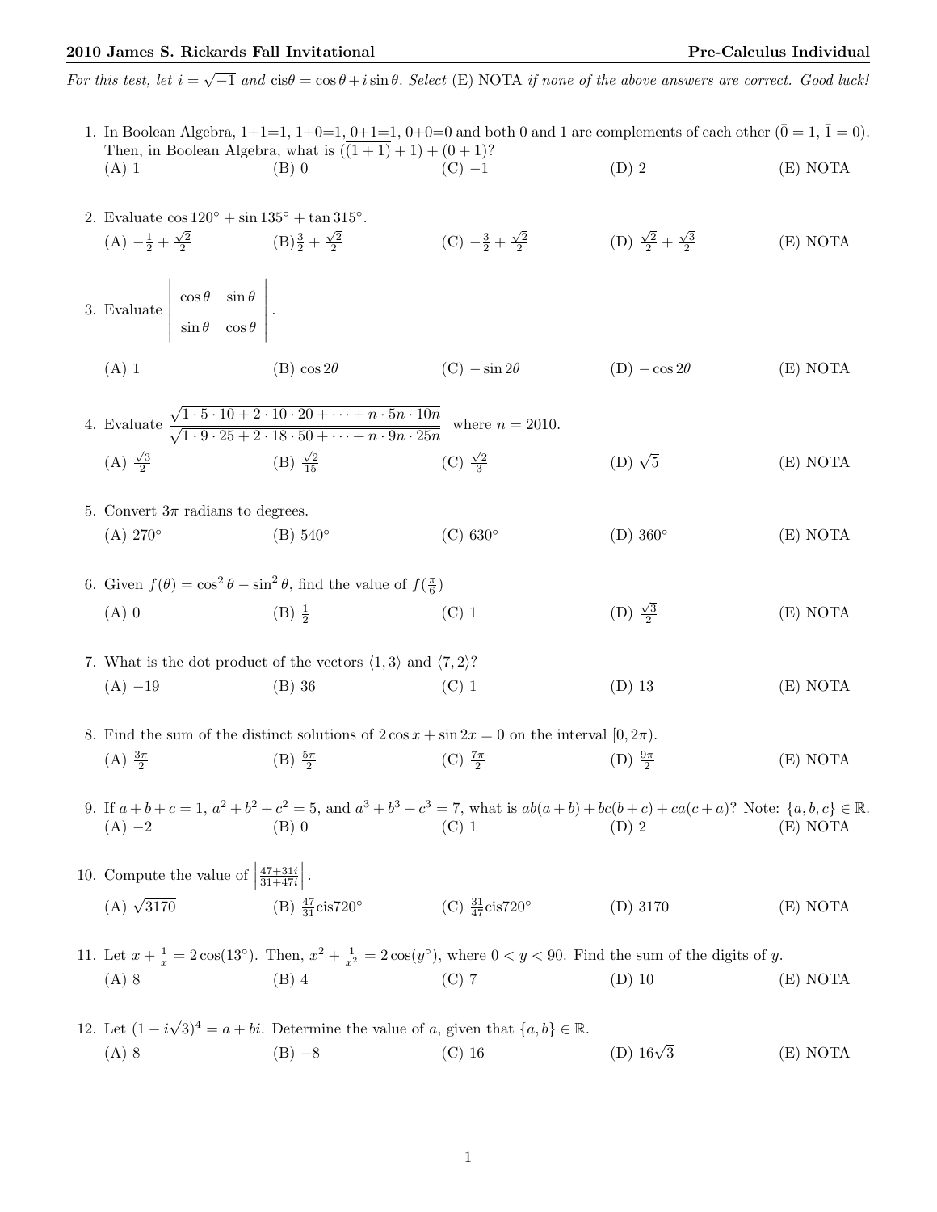*For this test, let $i = \sqrt{-1}$ and $\text{cis}\theta = \cos\theta + i\sin\theta$. Select* (E) NOTA *if none of the above answers are correct. Good luck!*

1. In Boolean Algebra, 1+1=1, 1+0=1, 0+1=1, 0+0=0 and both 0 and 1 are complements of each other ($\bar{0} = 1$, $\bar{1} = 0$). Then, in Boolean Algebra, what is $(\overline{(1+1)} + 1) + \overline{(0+1)}$?
(A) 1 (B) 0 (C) $-1$ (D) 2 (E) NOTA

2. Evaluate $\cos 120^\circ + \sin 135^\circ + \tan 315^\circ$.
(A) $-\frac{1}{2} + \frac{\sqrt{2}}{2}$ (B) $\frac{3}{2} + \frac{\sqrt{2}}{2}$ (C) $-\frac{3}{2} + \frac{\sqrt{2}}{2}$ (D) $\frac{\sqrt{2}}{2} + \frac{\sqrt{3}}{2}$ (E) NOTA

3. Evaluate $\begin{vmatrix} \cos\theta & \sin\theta \\ \sin\theta & \cos\theta \end{vmatrix}$.
(A) 1 (B) $\cos 2\theta$ (C) $-\sin 2\theta$ (D) $-\cos 2\theta$ (E) NOTA

4. Evaluate $\dfrac{\sqrt{1 \cdot 5 \cdot 10 + 2 \cdot 10 \cdot 20 + \cdots + n \cdot 5n \cdot 10n}}{\sqrt{1 \cdot 9 \cdot 25 + 2 \cdot 18 \cdot 50 + \cdots + n \cdot 9n \cdot 25n}}$ where $n = 2010$.
(A) $\frac{\sqrt{3}}{2}$ (B) $\frac{\sqrt{2}}{15}$ (C) $\frac{\sqrt{2}}{3}$ (D) $\sqrt{5}$ (E) NOTA

5. Convert $3\pi$ radians to degrees.
(A) $270^\circ$ (B) $540^\circ$ (C) $630^\circ$ (D) $360^\circ$ (E) NOTA

6. Given $f(\theta) = \cos^2\theta - \sin^2\theta$, find the value of $f(\frac{\pi}{6})$
(A) 0 (B) $\frac{1}{2}$ (C) 1 (D) $\frac{\sqrt{3}}{2}$ (E) NOTA

7. What is the dot product of the vectors $\langle 1, 3 \rangle$ and $\langle 7, 2 \rangle$?
(A) $-19$ (B) 36 (C) 1 (D) 13 (E) NOTA

8. Find the sum of the distinct solutions of $2\cos x + \sin 2x = 0$ on the interval $[0, 2\pi)$.
(A) $\frac{3\pi}{2}$ (B) $\frac{5\pi}{2}$ (C) $\frac{7\pi}{2}$ (D) $\frac{9\pi}{2}$ (E) NOTA

9. If $a + b + c = 1$, $a^2 + b^2 + c^2 = 5$, and $a^3 + b^3 + c^3 = 7$, what is $ab(a+b) + bc(b+c) + ca(c+a)$? Note: $\{a, b, c\} \in \mathbb{R}$.
(A) $-2$ (B) 0 (C) 1 (D) 2 (E) NOTA

10. Compute the value of $\left|\frac{47+31i}{31+47i}\right|$.
(A) $\sqrt{3170}$ (B) $\frac{47}{31}\text{cis}720^\circ$ (C) $\frac{31}{47}\text{cis}720^\circ$ (D) 3170 (E) NOTA

11. Let $x + \frac{1}{x} = 2\cos(13^\circ)$. Then, $x^2 + \frac{1}{x^2} = 2\cos(y^\circ)$, where $0 < y < 90$. Find the sum of the digits of $y$.
(A) 8 (B) 4 (C) 7 (D) 10 (E) NOTA

12. Let $(1 - i\sqrt{3})^4 = a + bi$. Determine the value of $a$, given that $\{a, b\} \in \mathbb{R}$.
(A) 8 (B) $-8$ (C) 16 (D) $16\sqrt{3}$ (E) NOTA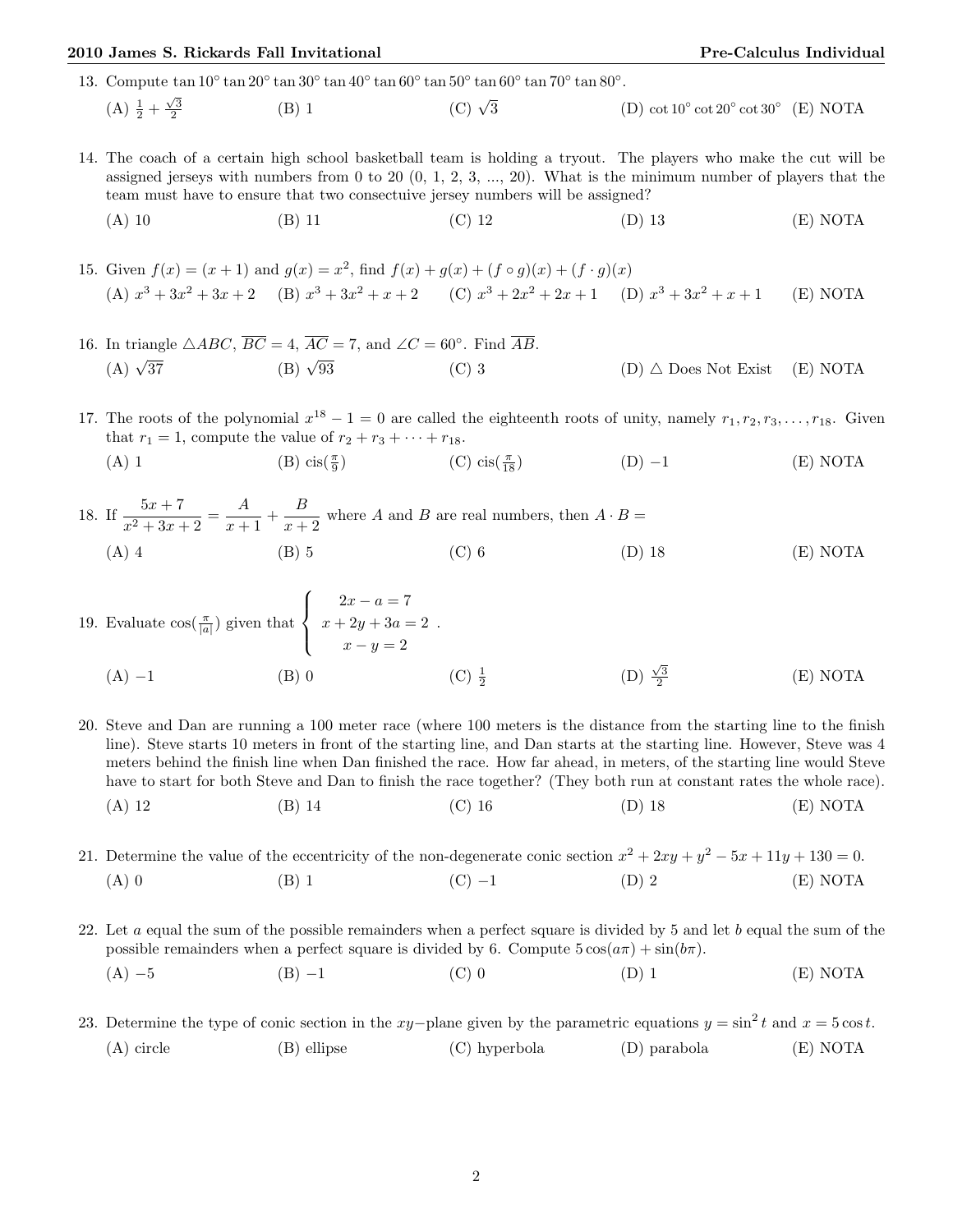13. Compute $\tan 10^\circ \tan 20^\circ \tan 30^\circ \tan 40^\circ \tan 60^\circ \tan 50^\circ \tan 60^\circ \tan 70^\circ \tan 80^\circ$.

(A) $\frac{1}{2} + \frac{\sqrt{3}}{2}$ (B) 1 (C) $\sqrt{3}$ (D) $\cot 10^\circ \cot 20^\circ \cot 30^\circ$ (E) NOTA

14. The coach of a certain high school basketball team is holding a tryout. The players who make the cut will be assigned jerseys with numbers from 0 to 20 (0, 1, 2, 3, ..., 20). What is the minimum number of players that the team must have to ensure that two consectuive jersey numbers will be assigned?

(A) 10 (B) 11 (C) 12 (D) 13 (E) NOTA

15. Given $f(x) = (x+1)$ and $g(x) = x^2$, find $f(x) + g(x) + (f \circ g)(x) + (f \cdot g)(x)$

(A) $x^3 + 3x^2 + 3x + 2$ (B) $x^3 + 3x^2 + x + 2$ (C) $x^3 + 2x^2 + 2x + 1$ (D) $x^3 + 3x^2 + x + 1$ (E) NOTA

16. In triangle $\triangle ABC$, $\overline{BC} = 4$, $\overline{AC} = 7$, and $\angle C = 60^\circ$. Find $\overline{AB}$.

(A) $\sqrt{37}$ (B) $\sqrt{93}$ (C) 3 (D) $\triangle$ Does Not Exist (E) NOTA

17. The roots of the polynomial $x^{18} - 1 = 0$ are called the eighteenth roots of unity, namely $r_1, r_2, r_3, \ldots, r_{18}$. Given that $r_1 = 1$, compute the value of $r_2 + r_3 + \cdots + r_{18}$.

(A) 1 (B) $\text{cis}(\frac{\pi}{9})$ (C) $\text{cis}(\frac{\pi}{18})$ (D) $-1$ (E) NOTA

18. If $\dfrac{5x+7}{x^2+3x+2} = \dfrac{A}{x+1} + \dfrac{B}{x+2}$ where $A$ and $B$ are real numbers, then $A \cdot B =$

(A) 4 (B) 5 (C) 6 (D) 18 (E) NOTA

19. Evaluate $\cos(\frac{\pi}{|a|})$ given that $\begin{cases} 2x - a = 7 \\ x + 2y + 3a = 2 \\ x - y = 2 \end{cases}$.

(A) $-1$ (B) 0 (C) $\frac{1}{2}$ (D) $\frac{\sqrt{3}}{2}$ (E) NOTA

20. Steve and Dan are running a 100 meter race (where 100 meters is the distance from the starting line to the finish line). Steve starts 10 meters in front of the starting line, and Dan starts at the starting line. However, Steve was 4 meters behind the finish line when Dan finished the race. How far ahead, in meters, of the starting line would Steve have to start for both Steve and Dan to finish the race together? (They both run at constant rates the whole race).

(A) 12 (B) 14 (C) 16 (D) 18 (E) NOTA

21. Determine the value of the eccentricity of the non-degenerate conic section $x^2 + 2xy + y^2 - 5x + 11y + 130 = 0$.

(A) 0 (B) 1 (C) $-1$ (D) 2 (E) NOTA

22. Let $a$ equal the sum of the possible remainders when a perfect square is divided by 5 and let $b$ equal the sum of the possible remainders when a perfect square is divided by 6. Compute $5\cos(a\pi) + \sin(b\pi)$.

(A) $-5$ (B) $-1$ (C) 0 (D) 1 (E) NOTA

23. Determine the type of conic section in the $xy-$plane given by the parametric equations $y = \sin^2 t$ and $x = 5\cos t$.

(A) circle (B) ellipse (C) hyperbola (D) parabola (E) NOTA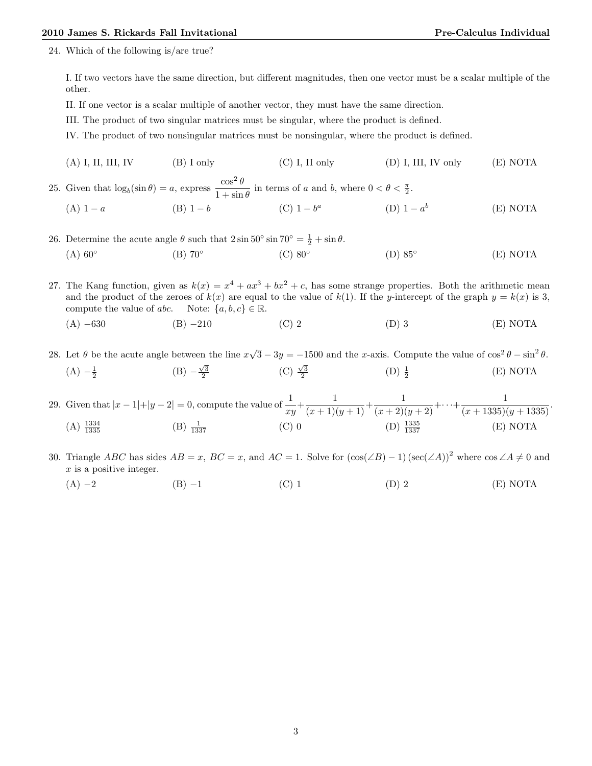24. Which of the following is/are true?

I. If two vectors have the same direction, but different magnitudes, then one vector must be a scalar multiple of the other.

II. If one vector is a scalar multiple of another vector, they must have the same direction.

III. The product of two singular matrices must be singular, where the product is defined.

IV. The product of two nonsingular matrices must be nonsingular, where the product is defined.

(A) I, II, III, IV (B) I only (C) I, II only (D) I, III, IV only (E) NOTA

25. Given that $\log_b(\sin\theta) = a$, express $\dfrac{\cos^2\theta}{1+\sin\theta}$ in terms of $a$ and $b$, where $0 < \theta < \frac{\pi}{2}$.

(A) $1 - a$ (B) $1 - b$ (C) $1 - b^a$ (D) $1 - a^b$ (E) NOTA

26. Determine the acute angle $\theta$ such that $2\sin 50^\circ \sin 70^\circ = \frac{1}{2} + \sin\theta$.

(A) $60^\circ$ (B) $70^\circ$ (C) $80^\circ$ (D) $85^\circ$ (E) NOTA

27. The Kang function, given as $k(x) = x^4 + ax^3 + bx^2 + c$, has some strange properties. Both the arithmetic mean and the product of the zeroes of $k(x)$ are equal to the value of $k(1)$. If the $y$-intercept of the graph $y = k(x)$ is 3, compute the value of $abc$. Note: $\{a, b, c\} \in \mathbb{R}$.

(A) $-630$ (B) $-210$ (C) 2 (D) 3 (E) NOTA

28. Let $\theta$ be the acute angle between the line $x\sqrt{3} - 3y = -1500$ and the $x$-axis. Compute the value of $\cos^2\theta - \sin^2\theta$.

(A) $-\frac{1}{2}$ (B) $-\frac{\sqrt{3}}{2}$ (C) $\frac{\sqrt{3}}{2}$ (D) $\frac{1}{2}$ (E) NOTA

29. Given that $|x-1|+|y-2| = 0$, compute the value of $\dfrac{1}{xy} + \dfrac{1}{(x+1)(y+1)} + \dfrac{1}{(x+2)(y+2)} + \cdots + \dfrac{1}{(x+1335)(y+1335)}$.

(A) $\frac{1334}{1335}$ (B) $\frac{1}{1337}$ (C) 0 (D) $\frac{1335}{1337}$ (E) NOTA

30. Triangle $ABC$ has sides $AB = x$, $BC = x$, and $AC = 1$. Solve for $(\cos(\angle B) - 1)(\sec(\angle A))^2$ where $\cos\angle A \neq 0$ and $x$ is a positive integer.

(A) $-2$ (B) $-1$ (C) 1 (D) 2 (E) NOTA